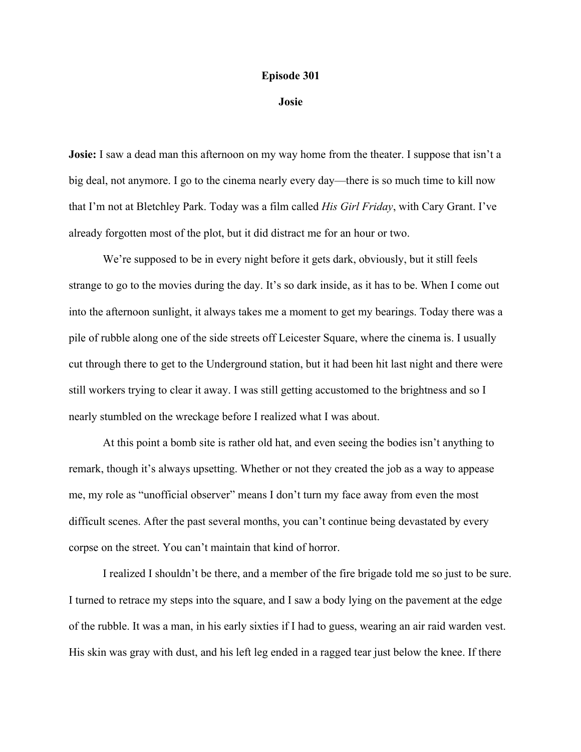**Episode 301**

**Josie**

**Josie:** I saw a dead man this afternoon on my way home from the theater. I suppose that isn't a big deal, not anymore. I go to the cinema nearly every day—there is so much time to kill now that I'm not at Bletchley Park. Today was a film called *His Girl Friday*, with Cary Grant. I've already forgotten most of the plot, but it did distract me for an hour or two.

We're supposed to be in every night before it gets dark, obviously, but it still feels strange to go to the movies during the day. It's so dark inside, as it has to be. When I come out into the afternoon sunlight, it always takes me a moment to get my bearings. Today there was a pile of rubble along one of the side streets off Leicester Square, where the cinema is. I usually cut through there to get to the Underground station, but it had been hit last night and there were still workers trying to clear it away. I was still getting accustomed to the brightness and so I nearly stumbled on the wreckage before I realized what I was about.

At this point a bomb site is rather old hat, and even seeing the bodies isn't anything to remark, though it's always upsetting. Whether or not they created the job as a way to appease me, my role as "unofficial observer" means I don't turn my face away from even the most difficult scenes. After the past several months, you can't continue being devastated by every corpse on the street. You can't maintain that kind of horror.

I realized I shouldn't be there, and a member of the fire brigade told me so just to be sure. I turned to retrace my steps into the square, and I saw a body lying on the pavement at the edge of the rubble. It was a man, in his early sixties if I had to guess, wearing an air raid warden vest. His skin was gray with dust, and his left leg ended in a ragged tear just below the knee. If there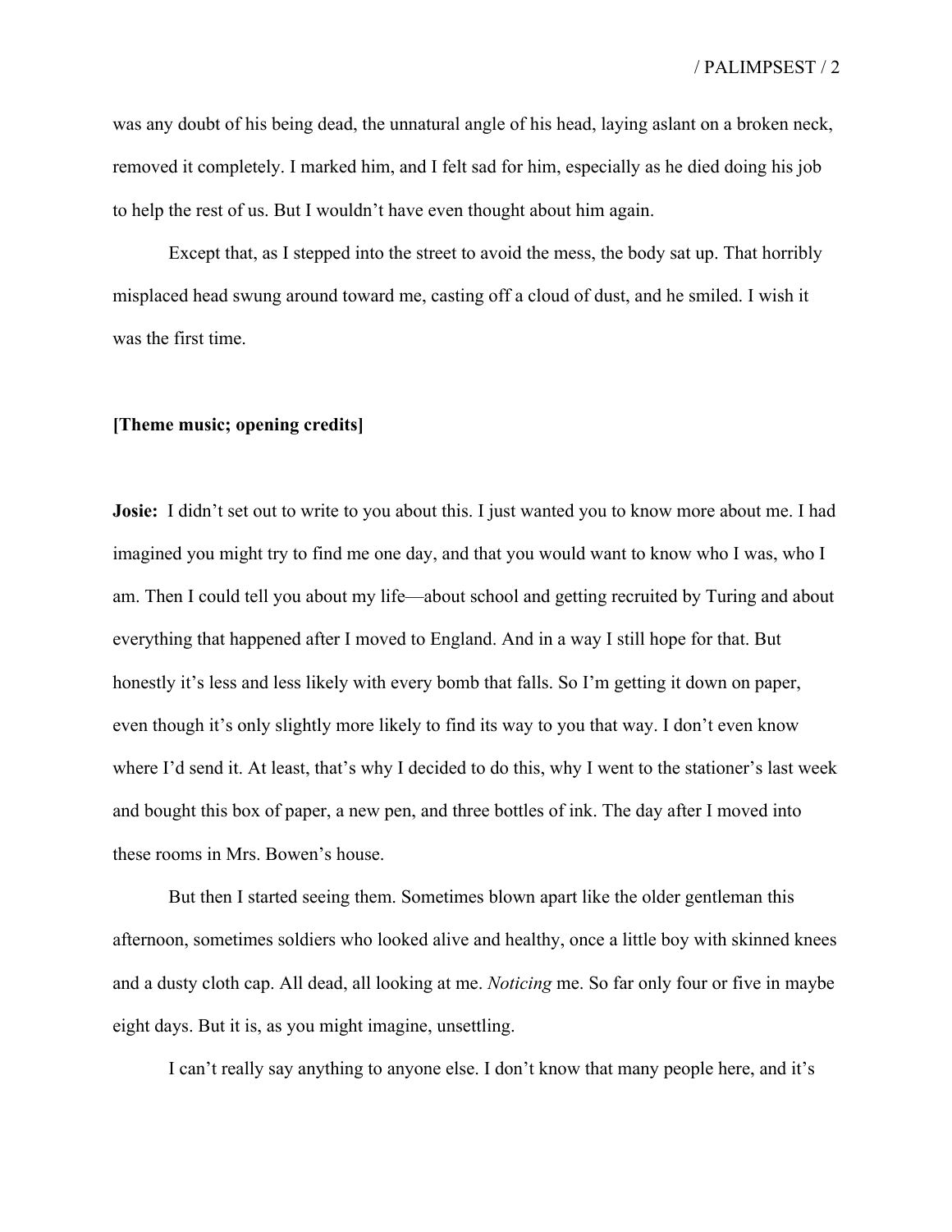was any doubt of his being dead, the unnatural angle of his head, laying aslant on a broken neck, removed it completely. I marked him, and I felt sad for him, especially as he died doing his job to help the rest of us. But I wouldn't have even thought about him again.

Except that, as I stepped into the street to avoid the mess, the body sat up. That horribly misplaced head swung around toward me, casting off a cloud of dust, and he smiled. I wish it was the first time.

**[Theme music; opening credits]**

**Josie:** I didn't set out to write to you about this. I just wanted you to know more about me. I had imagined you might try to find me one day, and that you would want to know who I was, who I am. Then I could tell you about my life—about school and getting recruited by Turing and about everything that happened after I moved to England. And in a way I still hope for that. But honestly it's less and less likely with every bomb that falls. So I'm getting it down on paper, even though it's only slightly more likely to find its way to you that way. I don't even know where I'd send it. At least, that's why I decided to do this, why I went to the stationer's last week and bought this box of paper, a new pen, and three bottles of ink. The day after I moved into these rooms in Mrs. Bowen's house.

But then I started seeing them. Sometimes blown apart like the older gentleman this afternoon, sometimes soldiers who looked alive and healthy, once a little boy with skinned knees and a dusty cloth cap. All dead, all looking at me. *Noticing* me. So far only four or five in maybe eight days. But it is, as you might imagine, unsettling.

I can't really say anything to anyone else. I don't know that many people here, and it's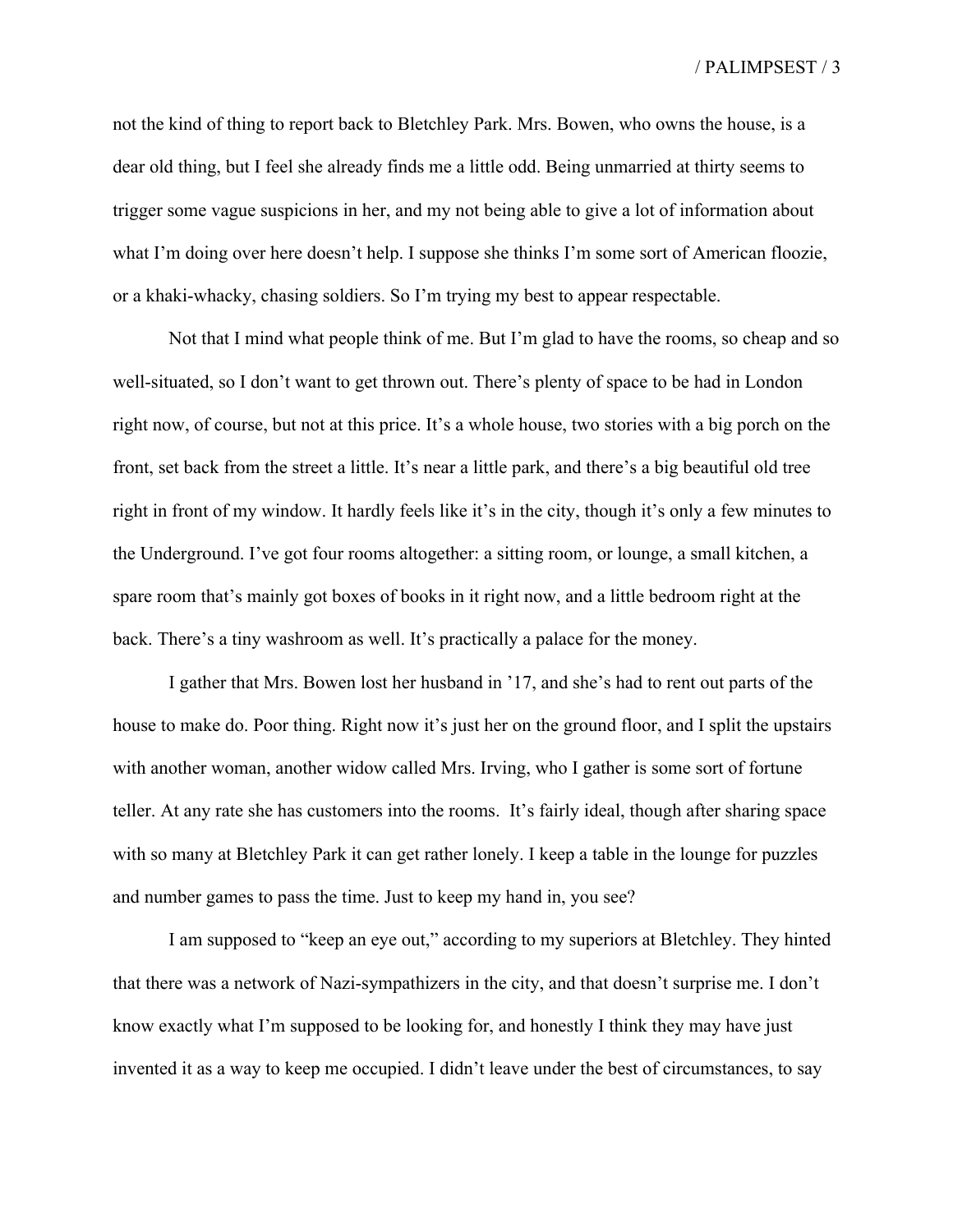not the kind of thing to report back to Bletchley Park. Mrs. Bowen, who owns the house, is a dear old thing, but I feel she already finds me a little odd. Being unmarried at thirty seems to trigger some vague suspicions in her, and my not being able to give a lot of information about what I'm doing over here doesn't help. I suppose she thinks I'm some sort of American floozie, or a khaki-whacky, chasing soldiers. So I'm trying my best to appear respectable.

Not that I mind what people think of me. But I'm glad to have the rooms, so cheap and so well-situated, so I don't want to get thrown out. There's plenty of space to be had in London right now, of course, but not at this price. It's a whole house, two stories with a big porch on the front, set back from the street a little. It's near a little park, and there's a big beautiful old tree right in front of my window. It hardly feels like it's in the city, though it's only a few minutes to the Underground. I've got four rooms altogether: a sitting room, or lounge, a small kitchen, a spare room that's mainly got boxes of books in it right now, and a little bedroom right at the back. There's a tiny washroom as well. It's practically a palace for the money.

I gather that Mrs. Bowen lost her husband in '17, and she's had to rent out parts of the house to make do. Poor thing. Right now it's just her on the ground floor, and I split the upstairs with another woman, another widow called Mrs. Irving, who I gather is some sort of fortune teller. At any rate she has customers into the rooms. It's fairly ideal, though after sharing space with so many at Bletchley Park it can get rather lonely. I keep a table in the lounge for puzzles and number games to pass the time. Just to keep my hand in, you see?

I am supposed to "keep an eye out," according to my superiors at Bletchley. They hinted that there was a network of Nazi-sympathizers in the city, and that doesn't surprise me. I don't know exactly what I'm supposed to be looking for, and honestly I think they may have just invented it as a way to keep me occupied. I didn't leave under the best of circumstances, to say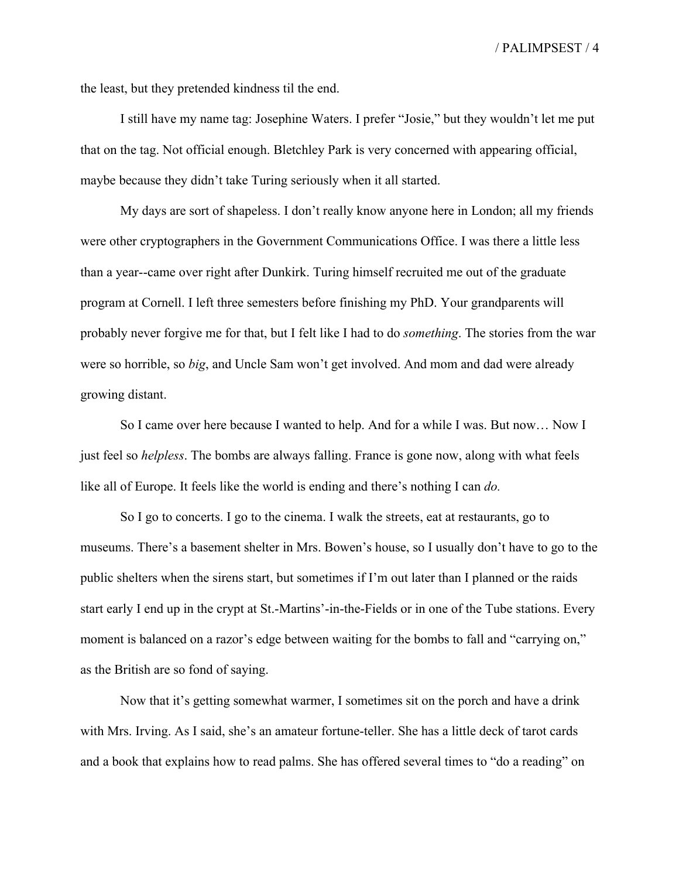the least, but they pretended kindness til the end.

I still have my name tag: Josephine Waters. I prefer "Josie," but they wouldn't let me put that on the tag. Not official enough. Bletchley Park is very concerned with appearing official, maybe because they didn't take Turing seriously when it all started.

My days are sort of shapeless. I don't really know anyone here in London; all my friends were other cryptographers in the Government Communications Office. I was there a little less than a year--came over right after Dunkirk. Turing himself recruited me out of the graduate program at Cornell. I left three semesters before finishing my PhD. Your grandparents will probably never forgive me for that, but I felt like I had to do *something*. The stories from the war were so horrible, so *big*, and Uncle Sam won't get involved. And mom and dad were already growing distant.

So I came over here because I wanted to help. And for a while I was. But now… Now I just feel so *helpless*. The bombs are always falling. France is gone now, along with what feels like all of Europe. It feels like the world is ending and there's nothing I can *do.*

So I go to concerts. I go to the cinema. I walk the streets, eat at restaurants, go to museums. There's a basement shelter in Mrs. Bowen's house, so I usually don't have to go to the public shelters when the sirens start, but sometimes if I'm out later than I planned or the raids start early I end up in the crypt at St.-Martins'-in-the-Fields or in one of the Tube stations. Every moment is balanced on a razor's edge between waiting for the bombs to fall and "carrying on," as the British are so fond of saying.

Now that it's getting somewhat warmer, I sometimes sit on the porch and have a drink with Mrs. Irving. As I said, she's an amateur fortune-teller. She has a little deck of tarot cards and a book that explains how to read palms. She has offered several times to "do a reading" on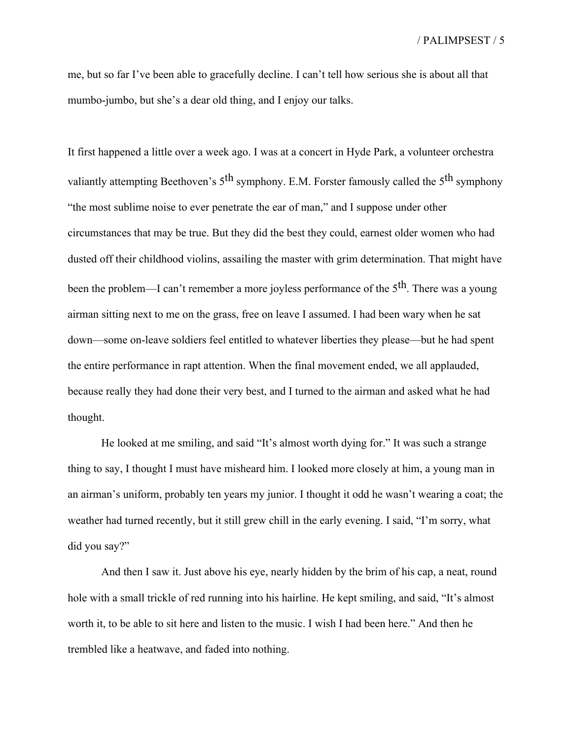me, but so far I've been able to gracefully decline. I can't tell how serious she is about all that mumbo-jumbo, but she's a dear old thing, and I enjoy our talks.

It first happened a little over a week ago. I was at a concert in Hyde Park, a volunteer orchestra valiantly attempting Beethoven's 5th symphony. E.M. Forster famously called the 5th symphony "the most sublime noise to ever penetrate the ear of man," and I suppose under other circumstances that may be true. But they did the best they could, earnest older women who had dusted off their childhood violins, assailing the master with grim determination. That might have been the problem—I can't remember a more joyless performance of the 5th. There was a young airman sitting next to me on the grass, free on leave I assumed. I had been wary when he sat down—some on-leave soldiers feel entitled to whatever liberties they please—but he had spent the entire performance in rapt attention. When the final movement ended, we all applauded, because really they had done their very best, and I turned to the airman and asked what he had thought.

He looked at me smiling, and said "It's almost worth dying for." It was such a strange thing to say, I thought I must have misheard him. I looked more closely at him, a young man in an airman's uniform, probably ten years my junior. I thought it odd he wasn't wearing a coat; the weather had turned recently, but it still grew chill in the early evening. I said, "I'm sorry, what did you say?"

And then I saw it. Just above his eye, nearly hidden by the brim of his cap, a neat, round hole with a small trickle of red running into his hairline. He kept smiling, and said, "It's almost worth it, to be able to sit here and listen to the music. I wish I had been here." And then he trembled like a heatwave, and faded into nothing.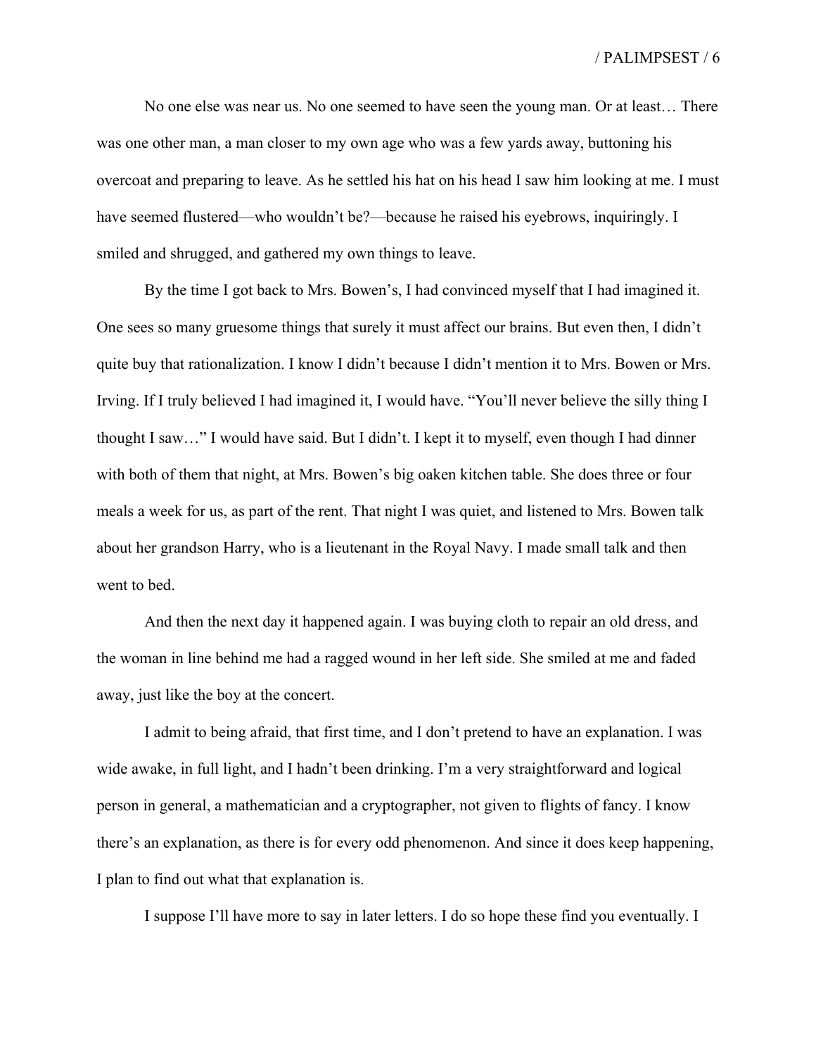No one else was near us. No one seemed to have seen the young man. Or at least… There was one other man, a man closer to my own age who was a few yards away, buttoning his overcoat and preparing to leave. As he settled his hat on his head I saw him looking at me. I must have seemed flustered—who wouldn't be?—because he raised his eyebrows, inquiringly. I smiled and shrugged, and gathered my own things to leave.

By the time I got back to Mrs. Bowen's, I had convinced myself that I had imagined it. One sees so many gruesome things that surely it must affect our brains. But even then, I didn't quite buy that rationalization. I know I didn't because I didn't mention it to Mrs. Bowen or Mrs. Irving. If I truly believed I had imagined it, I would have. "You'll never believe the silly thing I thought I saw…" I would have said. But I didn't. I kept it to myself, even though I had dinner with both of them that night, at Mrs. Bowen's big oaken kitchen table. She does three or four meals a week for us, as part of the rent. That night I was quiet, and listened to Mrs. Bowen talk about her grandson Harry, who is a lieutenant in the Royal Navy. I made small talk and then went to bed.

And then the next day it happened again. I was buying cloth to repair an old dress, and the woman in line behind me had a ragged wound in her left side. She smiled at me and faded away, just like the boy at the concert.

I admit to being afraid, that first time, and I don't pretend to have an explanation. I was wide awake, in full light, and I hadn't been drinking. I'm a very straightforward and logical person in general, a mathematician and a cryptographer, not given to flights of fancy. I know there's an explanation, as there is for every odd phenomenon. And since it does keep happening, I plan to find out what that explanation is.

I suppose I'll have more to say in later letters. I do so hope these find you eventually. I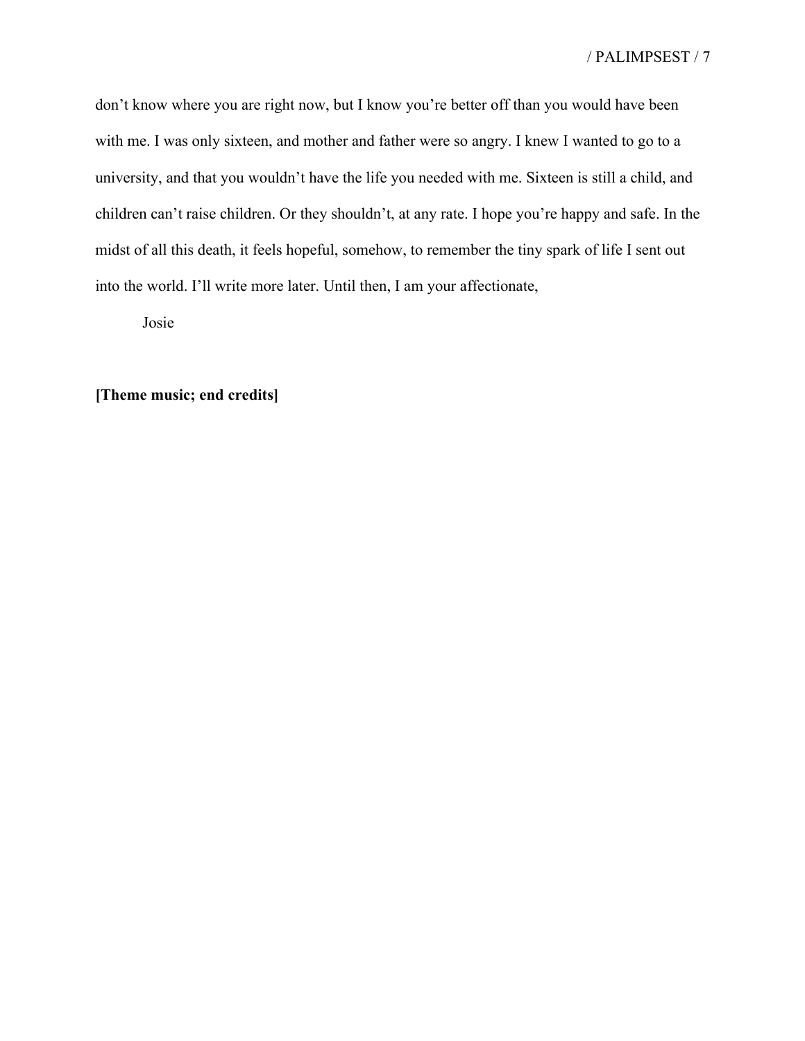don't know where you are right now, but I know you're better off than you would have been with me. I was only sixteen, and mother and father were so angry. I knew I wanted to go to a university, and that you wouldn't have the life you needed with me. Sixteen is still a child, and children can't raise children. Or they shouldn't, at any rate. I hope you're happy and safe. In the midst of all this death, it feels hopeful, somehow, to remember the tiny spark of life I sent out into the world. I'll write more later. Until then, I am your affectionate,

Josie

**[Theme music; end credits]**